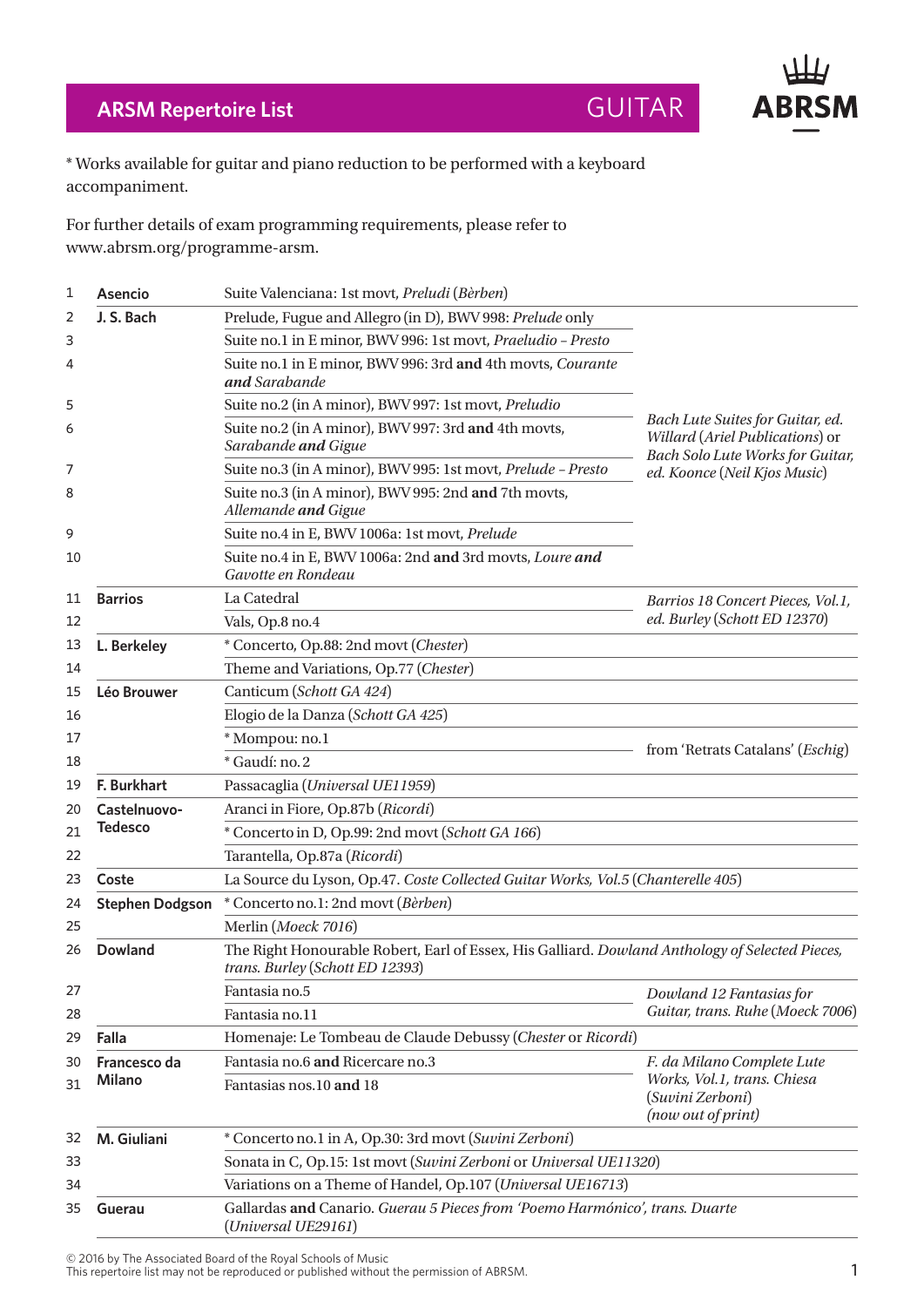## ARSM Repertoire List GUITAR

\* Works available for guitar and piano reduction to be performed with a keyboard accompaniment.

For further details of exam programming requirements, please refer to www.abrsm.org/programme-arsm.

| | Composer | Work | Publication |
|---|---|---|---|
| 1 | **Asencio** | Suite Valenciana: 1st movt, *Preludi* (*Bèrben*) | |
| 2 | **J. S. Bach** | Prelude, Fugue and Allegro (in D), BWV 998: *Prelude* only | *Bach Lute Suites for Guitar, ed. Willard* (*Ariel Publications*) or *Bach Solo Lute Works for Guitar, ed. Koonce* (*Neil Kjos Music*) |
| 3 | | Suite no.1 in E minor, BWV 996: 1st movt, *Praeludio – Presto* | |
| 4 | | Suite no.1 in E minor, BWV 996: 3rd **and** 4th movts, *Courante **and** Sarabande* | |
| 5 | | Suite no.2 (in A minor), BWV 997: 1st movt, *Preludio* | |
| 6 | | Suite no.2 (in A minor), BWV 997: 3rd **and** 4th movts, *Sarabande **and** Gigue* | |
| 7 | | Suite no.3 (in A minor), BWV 995: 1st movt, *Prelude – Presto* | |
| 8 | | Suite no.3 (in A minor), BWV 995: 2nd **and** 7th movts, *Allemande **and** Gigue* | |
| 9 | | Suite no.4 in E, BWV 1006a: 1st movt, *Prelude* | |
| 10 | | Suite no.4 in E, BWV 1006a: 2nd **and** 3rd movts, *Loure **and** Gavotte en Rondeau* | |
| 11 | **Barrios** | La Catedral | *Barrios 18 Concert Pieces, Vol.1, ed. Burley* (*Schott ED 12370*) |
| 12 | | Vals, Op.8 no.4 | |
| 13 | **L. Berkeley** | \* Concerto, Op.88: 2nd movt (*Chester*) | |
| 14 | | Theme and Variations, Op.77 (*Chester*) | |
| 15 | **Léo Brouwer** | Canticum (*Schott GA 424*) | |
| 16 | | Elogio de la Danza (*Schott GA 425*) | |
| 17 | | \* Mompou: no.1 | from 'Retrats Catalans' (*Eschig*) |
| 18 | | \* Gaudí: no. 2 | |
| 19 | **F. Burkhart** | Passacaglia (*Universal UE11959*) | |
| 20 | **Castelnuovo-Tedesco** | Aranci in Fiore, Op.87b (*Ricordi*) | |
| 21 | | \* Concerto in D, Op.99: 2nd movt (*Schott GA 166*) | |
| 22 | | Tarantella, Op.87a (*Ricordi*) | |
| 23 | **Coste** | La Source du Lyson, Op.47. *Coste Collected Guitar Works, Vol.5* (*Chanterelle 405*) | |
| 24 | **Stephen Dodgson** | \* Concerto no.1: 2nd movt (*Bèrben*) | |
| 25 | | Merlin (*Moeck 7016*) | |
| 26 | **Dowland** | The Right Honourable Robert, Earl of Essex, His Galliard. *Dowland Anthology of Selected Pieces, trans. Burley* (*Schott ED 12393*) | |
| 27 | | Fantasia no.5 | *Dowland 12 Fantasias for Guitar, trans. Ruhe* (*Moeck 7006*) |
| 28 | | Fantasia no.11 | |
| 29 | **Falla** | Homenaje: Le Tombeau de Claude Debussy (*Chester* or *Ricordi*) | |
| 30 | **Francesco da Milano** | Fantasia no.6 **and** Ricercare no.3 | *F. da Milano Complete Lute Works, Vol.1, trans. Chiesa* (*Suvini Zerboni*) (*now out of print*) |
| 31 | | Fantasias nos.10 **and** 18 | |
| 32 | **M. Giuliani** | \* Concerto no.1 in A, Op.30: 3rd movt (*Suvini Zerboni*) | |
| 33 | | Sonata in C, Op.15: 1st movt (*Suvini Zerboni* or *Universal UE11320*) | |
| 34 | | Variations on a Theme of Handel, Op.107 (*Universal UE16713*) | |
| 35 | **Guerau** | Gallardas **and** Canario. *Guerau 5 Pieces from 'Poemo Harmónico', trans. Duarte* (*Universal UE29161*) | |

© 2016 by The Associated Board of the Royal Schools of Music
This repertoire list may not be reproduced or published without the permission of ABRSM.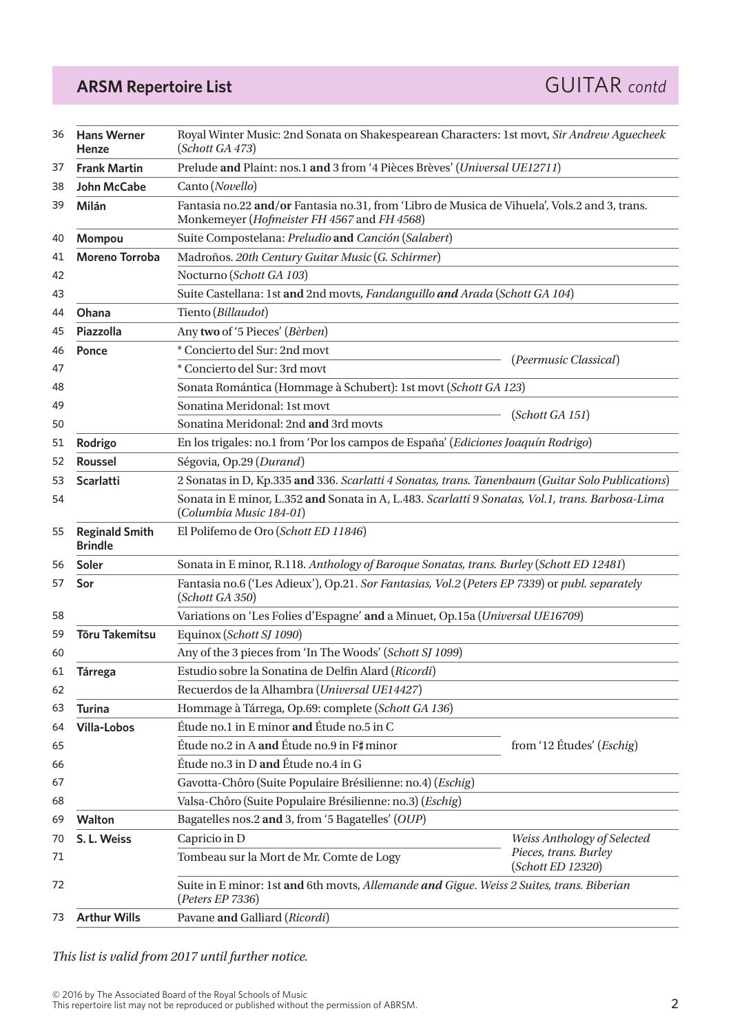## ARSM Repertoire List

# GUITAR *contd*

| | | | |
|---|---|---|---|
| 36 | **Hans Werner Henze** | Royal Winter Music: 2nd Sonata on Shakespearean Characters: 1st movt, *Sir Andrew Aguecheek* (*Schott GA 473*) | |
| 37 | **Frank Martin** | Prelude **and** Plaint: nos.1 **and** 3 from '4 Pièces Brèves' (*Universal UE12711*) | |
| 38 | **John McCabe** | Canto (*Novello*) | |
| 39 | **Milán** | Fantasia no.22 **and/or** Fantasia no.31, from 'Libro de Musica de Vihuela', Vols.2 and 3, trans. Monkemeyer (*Hofmeister FH 4567* and *FH 4568*) | |
| 40 | **Mompou** | Suite Compostelana: *Preludio* **and** *Canción* (*Salabert*) | |
| 41 | **Moreno Torroba** | Madroños. *20th Century Guitar Music* (*G. Schirmer*) | |
| 42 | | Nocturno (*Schott GA 103*) | |
| 43 | | Suite Castellana: 1st **and** 2nd movts, *Fandanguillo* ***and*** *Arada* (*Schott GA 104*) | |
| 44 | **Ohana** | Tiento (*Billaudot*) | |
| 45 | **Piazzolla** | Any **two** of '5 Pieces' (*Bèrben*) | |
| 46 | **Ponce** | * Concierto del Sur: 2nd movt | (*Peermusic Classical*) |
| 47 | | * Concierto del Sur: 3rd movt | |
| 48 | | Sonata Romántica (Hommage à Schubert): 1st movt (*Schott GA 123*) | |
| 49 | | Sonatina Meridonal: 1st movt | (*Schott GA 151*) |
| 50 | | Sonatina Meridonal: 2nd **and** 3rd movts | |
| 51 | **Rodrigo** | En los trigales: no.1 from 'Por los campos de España' (*Ediciones Joaquín Rodrigo*) | |
| 52 | **Roussel** | Ségovia, Op.29 (*Durand*) | |
| 53 | **Scarlatti** | 2 Sonatas in D, Kp.335 **and** 336. *Scarlatti 4 Sonatas, trans. Tanenbaum* (*Guitar Solo Publications*) | |
| 54 | | Sonata in E minor, L.352 **and** Sonata in A, L.483. *Scarlatti 9 Sonatas, Vol.1, trans. Barbosa-Lima* (*Columbia Music 184-01*) | |
| 55 | **Reginald Smith Brindle** | El Polifemo de Oro (*Schott ED 11846*) | |
| 56 | **Soler** | Sonata in E minor, R.118. *Anthology of Baroque Sonatas, trans. Burley* (*Schott ED 12481*) | |
| 57 | **Sor** | Fantasia no.6 ('Les Adieux'), Op.21. *Sor Fantasias, Vol.2* (*Peters EP 7339*) or *publ. separately* (*Schott GA 350*) | |
| 58 | | Variations on 'Les Folies d'Espagne' **and** a Minuet, Op.15a (*Universal UE16709*) | |
| 59 | **Tōru Takemitsu** | Equinox (*Schott SJ 1090*) | |
| 60 | | Any of the 3 pieces from 'In The Woods' (*Schott SJ 1099*) | |
| 61 | **Tárrega** | Estudio sobre la Sonatina de Delfin Alard (*Ricordi*) | |
| 62 | | Recuerdos de la Alhambra (*Universal UE14427*) | |
| 63 | **Turina** | Hommage à Tárrega, Op.69: complete (*Schott GA 136*) | |
| 64 | **Villa-Lobos** | Étude no.1 in E minor **and** Étude no.5 in C | from '12 Études' (*Eschig*) |
| 65 | | Étude no.2 in A **and** Étude no.9 in F♯ minor | |
| 66 | | Étude no.3 in D **and** Étude no.4 in G | |
| 67 | | Gavotta-Chôro (Suite Populaire Brésilienne: no.4) (*Eschig*) | |
| 68 | | Valsa-Chôro (Suite Populaire Brésilienne: no.3) (*Eschig*) | |
| 69 | **Walton** | Bagatelles nos.2 **and** 3, from '5 Bagatelles' (*OUP*) | |
| 70 | **S. L. Weiss** | Capricio in D | *Weiss Anthology of Selected Pieces, trans. Burley* (*Schott ED 12320*) |
| 71 | | Tombeau sur la Mort de Mr. Comte de Logy | |
| 72 | | Suite in E minor: 1st **and** 6th movts, *Allemande* ***and*** *Gigue*. *Weiss 2 Suites, trans. Biberian* (*Peters EP 7336*) | |
| 73 | **Arthur Wills** | Pavane **and** Galliard (*Ricordi*) | |

*This list is valid from 2017 until further notice.*

© 2016 by The Associated Board of the Royal Schools of Music
This repertoire list may not be reproduced or published without the permission of ABRSM.